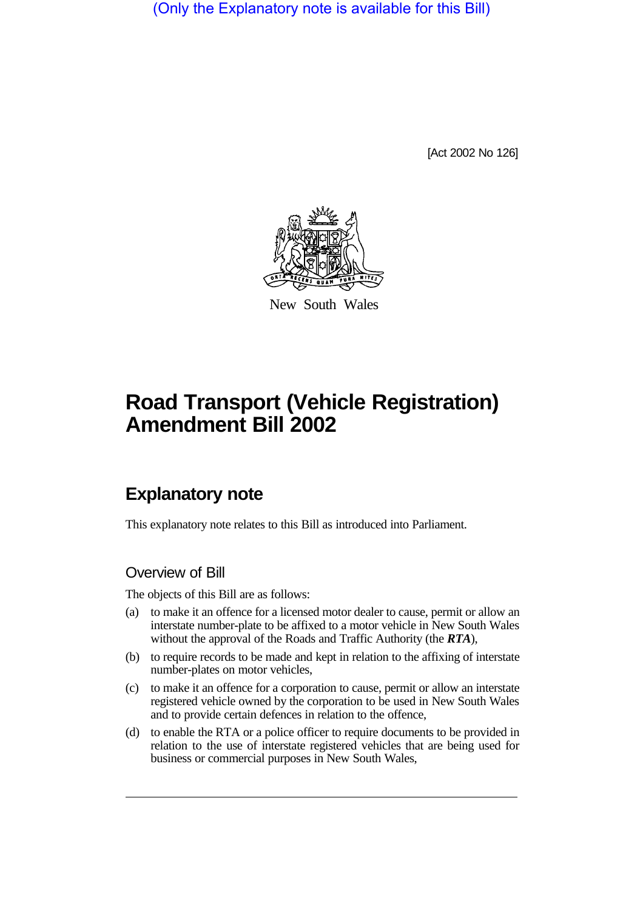(Only the Explanatory note is available for this Bill)

[Act 2002 No 126]

New South Wales

# Road Transport (Vehicle Registration) Amendment Bill 2002

## Explanatory note

This explanatory note relates to this Bill as introduced into Parliament.

### Overview of Bill

The objects of this Bill are as follows:

(a) to make it an offence for a licensed motor dealer to cause, permit or allow an interstate number-plate to be affixed to a motor vehicle in New South Wales without the approval of the Roads and Traffic Authority (the ***RTA***),

(b) to require records to be made and kept in relation to the affixing of interstate number-plates on motor vehicles,

(c) to make it an offence for a corporation to cause, permit or allow an interstate registered vehicle owned by the corporation to be used in New South Wales and to provide certain defences in relation to the offence,

(d) to enable the RTA or a police officer to require documents to be provided in relation to the use of interstate registered vehicles that are being used for business or commercial purposes in New South Wales,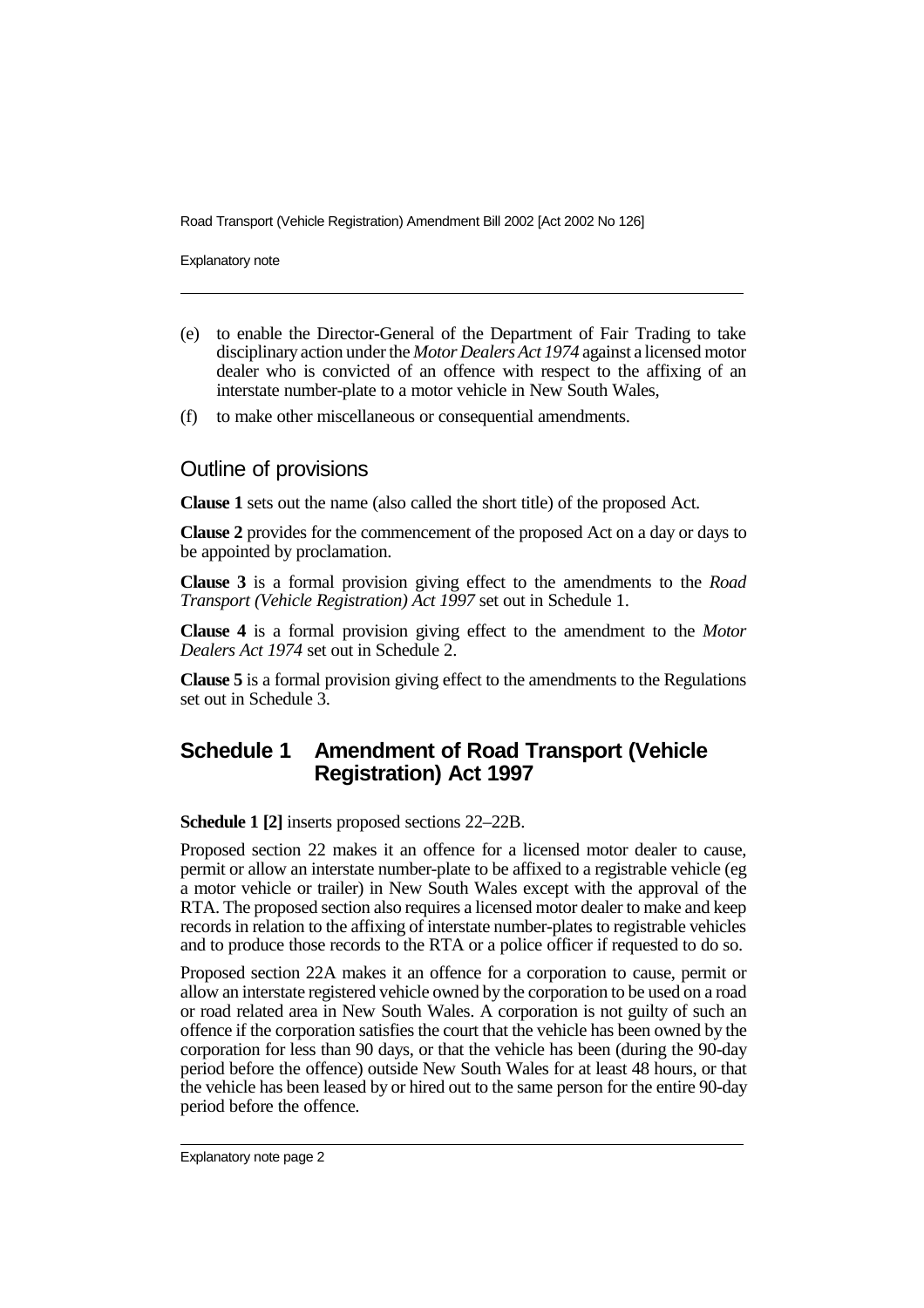(e) to enable the Director-General of the Department of Fair Trading to take disciplinary action under the *Motor Dealers Act 1974* against a licensed motor dealer who is convicted of an offence with respect to the affixing of an interstate number-plate to a motor vehicle in New South Wales,

(f) to make other miscellaneous or consequential amendments.

## Outline of provisions

**Clause 1** sets out the name (also called the short title) of the proposed Act.

**Clause 2** provides for the commencement of the proposed Act on a day or days to be appointed by proclamation.

**Clause 3** is a formal provision giving effect to the amendments to the *Road Transport (Vehicle Registration) Act 1997* set out in Schedule 1.

**Clause 4** is a formal provision giving effect to the amendment to the *Motor Dealers Act 1974* set out in Schedule 2.

**Clause 5** is a formal provision giving effect to the amendments to the Regulations set out in Schedule 3.

## Schedule 1 Amendment of Road Transport (Vehicle Registration) Act 1997

**Schedule 1 [2]** inserts proposed sections 22–22B.

Proposed section 22 makes it an offence for a licensed motor dealer to cause, permit or allow an interstate number-plate to be affixed to a registrable vehicle (eg a motor vehicle or trailer) in New South Wales except with the approval of the RTA. The proposed section also requires a licensed motor dealer to make and keep records in relation to the affixing of interstate number-plates to registrable vehicles and to produce those records to the RTA or a police officer if requested to do so.

Proposed section 22A makes it an offence for a corporation to cause, permit or allow an interstate registered vehicle owned by the corporation to be used on a road or road related area in New South Wales. A corporation is not guilty of such an offence if the corporation satisfies the court that the vehicle has been owned by the corporation for less than 90 days, or that the vehicle has been (during the 90-day period before the offence) outside New South Wales for at least 48 hours, or that the vehicle has been leased by or hired out to the same person for the entire 90-day period before the offence.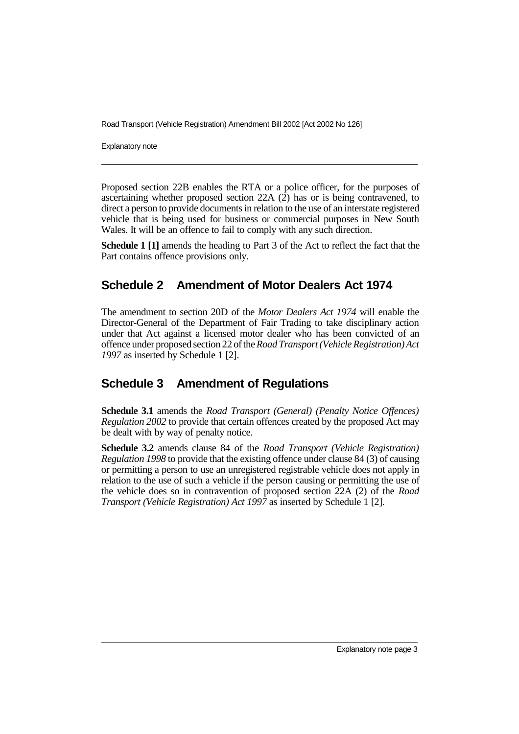Proposed section 22B enables the RTA or a police officer, for the purposes of ascertaining whether proposed section 22A (2) has or is being contravened, to direct a person to provide documents in relation to the use of an interstate registered vehicle that is being used for business or commercial purposes in New South Wales. It will be an offence to fail to comply with any such direction.

**Schedule 1 [1]** amends the heading to Part 3 of the Act to reflect the fact that the Part contains offence provisions only.

## Schedule 2 Amendment of Motor Dealers Act 1974

The amendment to section 20D of the *Motor Dealers Act 1974* will enable the Director-General of the Department of Fair Trading to take disciplinary action under that Act against a licensed motor dealer who has been convicted of an offence under proposed section 22 of the *Road Transport (Vehicle Registration) Act 1997* as inserted by Schedule 1 [2].

## Schedule 3 Amendment of Regulations

**Schedule 3.1** amends the *Road Transport (General) (Penalty Notice Offences) Regulation 2002* to provide that certain offences created by the proposed Act may be dealt with by way of penalty notice.

**Schedule 3.2** amends clause 84 of the *Road Transport (Vehicle Registration) Regulation 1998* to provide that the existing offence under clause 84 (3) of causing or permitting a person to use an unregistered registrable vehicle does not apply in relation to the use of such a vehicle if the person causing or permitting the use of the vehicle does so in contravention of proposed section 22A (2) of the *Road Transport (Vehicle Registration) Act 1997* as inserted by Schedule 1 [2].